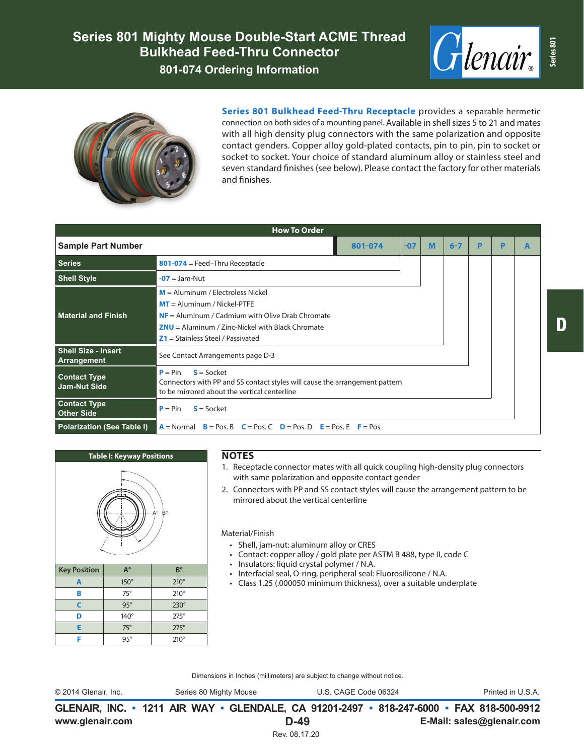# Series 801 Mighty Mouse Double-Start ACME Thread Bulkhead Feed-Thru Connector

## 801-074 Ordering Information

**Series 801 Bulkhead Feed-Thru Receptacle** provides a separable hermetic connection on both sides of a mounting panel. Available in shell sizes 5 to 21 and mates with all high density plug connectors with the same polarization and opposite contact genders. Copper alloy gold-plated contacts, pin to pin, pin to socket or socket to socket. Your choice of standard aluminum alloy or stainless steel and seven standard finishes (see below). Please contact the factory for other materials and finishes.

### How To Order

| Sample Part Number | 801-074 | -07 | M | 6-7 | P | P | A |
|---|---|---|---|---|---|---|---|
| **Series** | **801-074** = Feed–Thru Receptacle | | | | | | |
| **Shell Style** | **-07** = Jam-Nut | | | | | | |
| **Material and Finish** | **M** = Aluminum / Electroless Nickel<br>**MT** = Aluminum / Nickel-PTFE<br>**NF** = Aluminum / Cadmium with Olive Drab Chromate<br>**ZNU** = Aluminum / Zinc-Nickel with Black Chromate<br>**Z1** = Stainless Steel / Passivated | | | | | | |
| **Shell Size - Insert Arrangement** | See Contact Arrangements page D-3 | | | | | | |
| **Contact Type Jam-Nut Side** | **P** = Pin **S** = Socket<br>Connectors with PP and SS contact styles will cause the arrangement pattern to be mirrored about the vertical centerline | | | | | | |
| **Contact Type Other Side** | **P** = Pin **S** = Socket | | | | | | |
| **Polarization (See Table I)** | **A** = Normal **B** = Pos. B **C** = Pos. C **D** = Pos. D **E** = Pos. E **F** = Pos. | | | | | | |

### Table I: Keyway Positions

| Key Position | A° | B° |
|---|---|---|
| A | 150° | 210° |
| B | 75° | 210° |
| C | 95° | 230° |
| D | 140° | 275° |
| E | 75° | 275° |
| F | 95° | 210° |

## NOTES

1. Receptacle connector mates with all quick coupling high-density plug connectors with same polarization and opposite contact gender
2. Connectors with PP and SS contact styles will cause the arrangement pattern to be mirrored about the vertical centerline

Material/Finish

- Shell, jam-nut: aluminum alloy or CRES
- Contact: copper alloy / gold plate per ASTM B 488, type II, code C
- Insulators: liquid crystal polymer / N.A.
- Interfacial seal, O-ring, peripheral seal: Fluorosilicone / N.A.
- Class 1.25 (.000050 minimum thickness), over a suitable underplate

Dimensions in Inches (millimeters) are subject to change without notice.

© 2014 Glenair, Inc. Series 80 Mighty Mouse U.S. CAGE Code 06324 Printed in U.S.A.

**GLENAIR, INC. • 1211 AIR WAY • GLENDALE, CA 91201-2497 • 818-247-6000 • FAX 818-500-9912**

**www.glenair.com** **D-49** **E-Mail: sales@glenair.com**

Rev. 08.17.20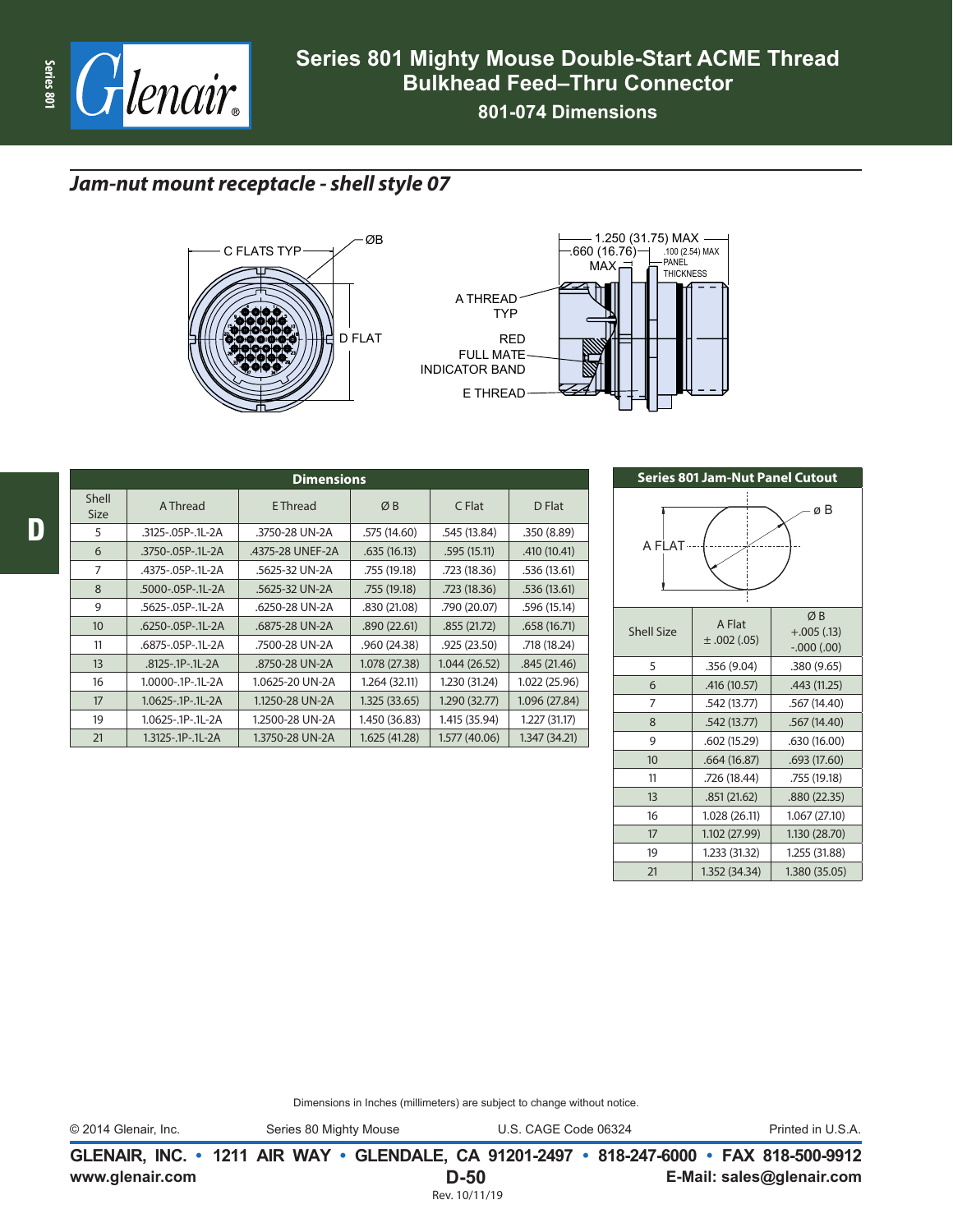# Series 801 Mighty Mouse Double-Start ACME Thread Bulkhead Feed–Thru Connector

## 801-074 Dimensions

### *Jam-nut mount receptacle - shell style 07*

C FLATS TYP
ØB
D FLAT

1.250 (31.75) MAX
.660 (16.76) MAX
.100 (2.54) MAX PANEL THICKNESS
A THREAD TYP
RED FULL MATE INDICATOR BAND
E THREAD

| Dimensions | | | | | |
|---|---|---|---|---|---|
| Shell Size | A Thread | E Thread | Ø B | C Flat | D Flat |
| 5 | .3125-.05P-.1L-2A | .3750-28 UN-2A | .575 (14.60) | .545 (13.84) | .350 (8.89) |
| 6 | .3750-.05P-.1L-2A | .4375-28 UNEF-2A | .635 (16.13) | .595 (15.11) | .410 (10.41) |
| 7 | .4375-.05P-.1L-2A | .5625-32 UN-2A | .755 (19.18) | .723 (18.36) | .536 (13.61) |
| 8 | .5000-.05P-.1L-2A | .5625-32 UN-2A | .755 (19.18) | .723 (18.36) | .536 (13.61) |
| 9 | .5625-.05P-.1L-2A | .6250-28 UN-2A | .830 (21.08) | .790 (20.07) | .596 (15.14) |
| 10 | .6250-.05P-.1L-2A | .6875-28 UN-2A | .890 (22.61) | .855 (21.72) | .658 (16.71) |
| 11 | .6875-.05P-.1L-2A | .7500-28 UN-2A | .960 (24.38) | .925 (23.50) | .718 (18.24) |
| 13 | .8125-.1P-.1L-2A | .8750-28 UN-2A | 1.078 (27.38) | 1.044 (26.52) | .845 (21.46) |
| 16 | 1.0000-.1P-.1L-2A | 1.0625-20 UN-2A | 1.264 (32.11) | 1.230 (31.24) | 1.022 (25.96) |
| 17 | 1.0625-.1P-.1L-2A | 1.1250-28 UN-2A | 1.325 (33.65) | 1.290 (32.77) | 1.096 (27.84) |
| 19 | 1.0625-.1P-.1L-2A | 1.2500-28 UN-2A | 1.450 (36.83) | 1.415 (35.94) | 1.227 (31.17) |
| 21 | 1.3125-.1P-.1L-2A | 1.3750-28 UN-2A | 1.625 (41.28) | 1.577 (40.06) | 1.347 (34.21) |

**Series 801 Jam-Nut Panel Cutout**

A FLAT
ø B

| Shell Size | A Flat ± .002 (.05) | Ø B +.005 (.13) -.000 (.00) |
|---|---|---|
| 5 | .356 (9.04) | .380 (9.65) |
| 6 | .416 (10.57) | .443 (11.25) |
| 7 | .542 (13.77) | .567 (14.40) |
| 8 | .542 (13.77) | .567 (14.40) |
| 9 | .602 (15.29) | .630 (16.00) |
| 10 | .664 (16.87) | .693 (17.60) |
| 11 | .726 (18.44) | .755 (19.18) |
| 13 | .851 (21.62) | .880 (22.35) |
| 16 | 1.028 (26.11) | 1.067 (27.10) |
| 17 | 1.102 (27.99) | 1.130 (28.70) |
| 19 | 1.233 (31.32) | 1.255 (31.88) |
| 21 | 1.352 (34.34) | 1.380 (35.05) |

Dimensions in Inches (millimeters) are subject to change without notice.

© 2014 Glenair, Inc. Series 80 Mighty Mouse U.S. CAGE Code 06324 Printed in U.S.A.

**GLENAIR, INC. • 1211 AIR WAY • GLENDALE, CA 91201-2497 • 818-247-6000 • FAX 818-500-9912**

**www.glenair.com** **D-50** **E-Mail: sales@glenair.com**

Rev. 10/11/19